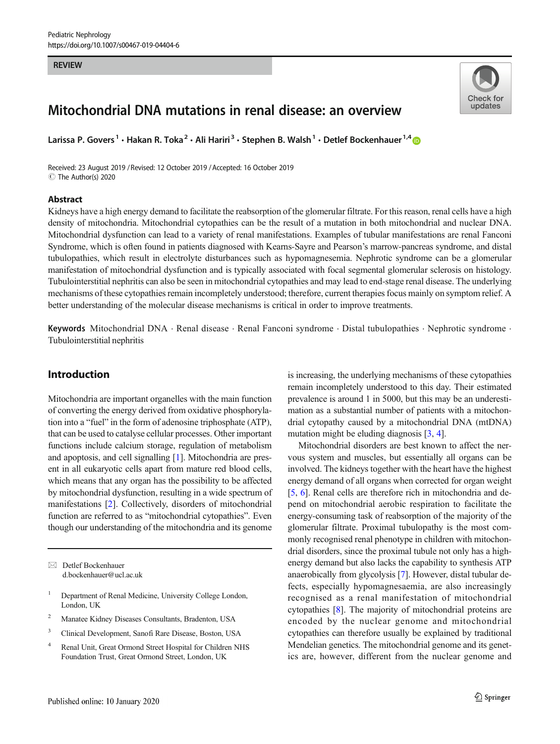REVIEW

# Mitochondrial DNA mutations in renal disease: an overview

Larissa P. Govers[1] · Hakan R. Toka[2] · Ali Hariri[3] · Stephen B. Walsh[1] · Detlef Bockenhauer[1,4]

Received: 23 August 2019 / Revised: 12 October 2019 / Accepted: 16 October 2019
© The Author(s) 2020

## Abstract

Kidneys have a high energy demand to facilitate the reabsorption of the glomerular filtrate. For this reason, renal cells have a high density of mitochondria. Mitochondrial cytopathies can be the result of a mutation in both mitochondrial and nuclear DNA. Mitochondrial dysfunction can lead to a variety of renal manifestations. Examples of tubular manifestations are renal Fanconi Syndrome, which is often found in patients diagnosed with Kearns-Sayre and Pearson's marrow-pancreas syndrome, and distal tubulopathies, which result in electrolyte disturbances such as hypomagnesemia. Nephrotic syndrome can be a glomerular manifestation of mitochondrial dysfunction and is typically associated with focal segmental glomerular sclerosis on histology. Tubulointerstitial nephritis can also be seen in mitochondrial cytopathies and may lead to end-stage renal disease. The underlying mechanisms of these cytopathies remain incompletely understood; therefore, current therapies focus mainly on symptom relief. A better understanding of the molecular disease mechanisms is critical in order to improve treatments.

**Keywords** Mitochondrial DNA · Renal disease · Renal Fanconi syndrome · Distal tubulopathies · Nephrotic syndrome · Tubulointerstitial nephritis

## Introduction

Mitochondria are important organelles with the main function of converting the energy derived from oxidative phosphorylation into a "fuel" in the form of adenosine triphosphate (ATP), that can be used to catalyse cellular processes. Other important functions include calcium storage, regulation of metabolism and apoptosis, and cell signalling [1]. Mitochondria are present in all eukaryotic cells apart from mature red blood cells, which means that any organ has the possibility to be affected by mitochondrial dysfunction, resulting in a wide spectrum of manifestations [2]. Collectively, disorders of mitochondrial function are referred to as "mitochondrial cytopathies". Even though our understanding of the mitochondria and its genome is increasing, the underlying mechanisms of these cytopathies remain incompletely understood to this day. Their estimated prevalence is around 1 in 5000, but this may be an underestimation as a substantial number of patients with a mitochondrial cytopathy caused by a mitochondrial DNA (mtDNA) mutation might be eluding diagnosis [3, 4].

Mitochondrial disorders are best known to affect the nervous system and muscles, but essentially all organs can be involved. The kidneys together with the heart have the highest energy demand of all organs when corrected for organ weight [5, 6]. Renal cells are therefore rich in mitochondria and depend on mitochondrial aerobic respiration to facilitate the energy-consuming task of reabsorption of the majority of the glomerular filtrate. Proximal tubulopathy is the most commonly recognised renal phenotype in children with mitochondrial disorders, since the proximal tubule not only has a high-energy demand but also lacks the capability to synthesis ATP anaerobically from glycolysis [7]. However, distal tubular defects, especially hypomagnesaemia, are also increasingly recognised as a renal manifestation of mitochondrial cytopathies [8]. The majority of mitochondrial proteins are encoded by the nuclear genome and mitochondrial cytopathies can therefore usually be explained by traditional Mendelian genetics. The mitochondrial genome and its genetics are, however, different from the nuclear genome and

---

✉ Detlef Bockenhauer
d.bockenhauer@ucl.ac.uk

1 Department of Renal Medicine, University College London, London, UK

2 Manatee Kidney Diseases Consultants, Bradenton, USA

3 Clinical Development, Sanofi Rare Disease, Boston, USA

4 Renal Unit, Great Ormond Street Hospital for Children NHS Foundation Trust, Great Ormond Street, London, UK

Published online: 10 January 2020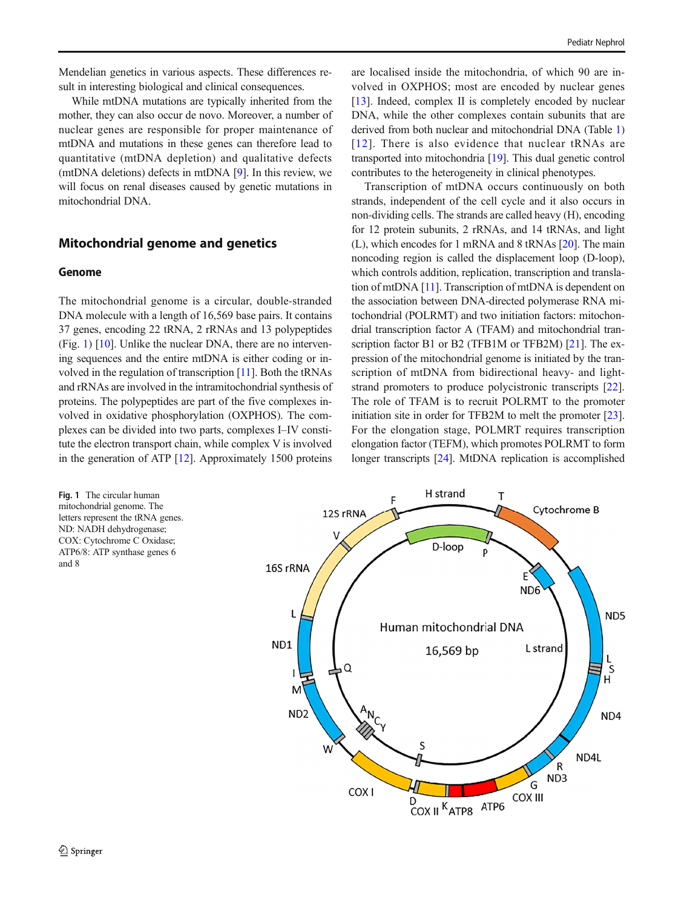Mendelian genetics in various aspects. These differences result in interesting biological and clinical consequences.

While mtDNA mutations are typically inherited from the mother, they can also occur de novo. Moreover, a number of nuclear genes are responsible for proper maintenance of mtDNA and mutations in these genes can therefore lead to quantitative (mtDNA depletion) and qualitative defects (mtDNA deletions) defects in mtDNA [9]. In this review, we will focus on renal diseases caused by genetic mutations in mitochondrial DNA.

## Mitochondrial genome and genetics

### Genome

The mitochondrial genome is a circular, double-stranded DNA molecule with a length of 16,569 base pairs. It contains 37 genes, encoding 22 tRNA, 2 rRNAs and 13 polypeptides (Fig. 1) [10]. Unlike the nuclear DNA, there are no intervening sequences and the entire mtDNA is either coding or involved in the regulation of transcription [11]. Both the tRNAs and rRNAs are involved in the intramitochondrial synthesis of proteins. The polypeptides are part of the five complexes involved in oxidative phosphorylation (OXPHOS). The complexes can be divided into two parts, complexes I–IV constitute the electron transport chain, while complex V is involved in the generation of ATP [12]. Approximately 1500 proteins are localised inside the mitochondria, of which 90 are involved in OXPHOS; most are encoded by nuclear genes [13]. Indeed, complex II is completely encoded by nuclear DNA, while the other complexes contain subunits that are derived from both nuclear and mitochondrial DNA (Table 1) [12]. There is also evidence that nuclear tRNAs are transported into mitochondria [19]. This dual genetic control contributes to the heterogeneity in clinical phenotypes.

Transcription of mtDNA occurs continuously on both strands, independent of the cell cycle and it also occurs in non-dividing cells. The strands are called heavy (H), encoding for 12 protein subunits, 2 rRNAs, and 14 tRNAs, and light (L), which encodes for 1 mRNA and 8 tRNAs [20]. The main noncoding region is called the displacement loop (D-loop), which controls addition, replication, transcription and translation of mtDNA [11]. Transcription of mtDNA is dependent on the association between DNA-directed polymerase RNA mitochondrial (POLRMT) and two initiation factors: mitochondrial transcription factor A (TFAM) and mitochondrial transcription factor B1 or B2 (TFB1M or TFB2M) [21]. The expression of the mitochondrial genome is initiated by the transcription of mtDNA from bidirectional heavy- and light-strand promoters to produce polycistronic transcripts [22]. The role of TFAM is to recruit POLRMT to the promoter initiation site in order for TFB2M to melt the promoter [23]. For the elongation stage, POLMRT requires transcription elongation factor (TEFM), which promotes POLRMT to form longer transcripts [24]. MtDNA replication is accomplished

**Fig. 1** The circular human mitochondrial genome. The letters represent the tRNA genes. ND: NADH dehydrogenase; COX: Cytochrome C Oxidase; ATP6/8: ATP synthase genes 6 and 8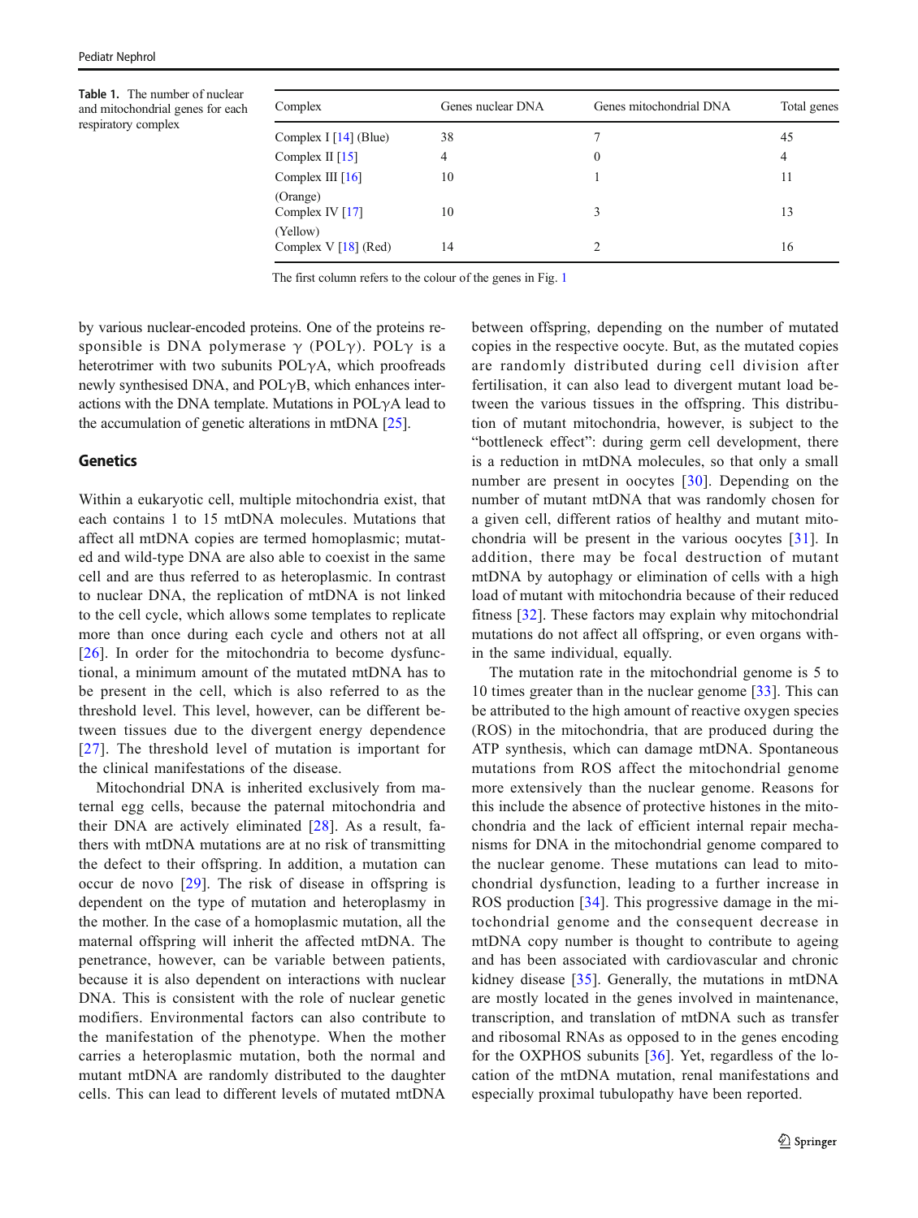**Table 1.** The number of nuclear and mitochondrial genes for each respiratory complex

| Complex | Genes nuclear DNA | Genes mitochondrial DNA | Total genes |
|---|---|---|---|
| Complex I [14] (Blue) | 38 | 7 | 45 |
| Complex II [15] | 4 | 0 | 4 |
| Complex III [16] (Orange) | 10 | 1 | 11 |
| Complex IV [17] (Yellow) | 10 | 3 | 13 |
| Complex V [18] (Red) | 14 | 2 | 16 |

The first column refers to the colour of the genes in Fig. 1

by various nuclear-encoded proteins. One of the proteins responsible is DNA polymerase γ (POLγ). POLγ is a heterotrimer with two subunits POLγA, which proofreads newly synthesised DNA, and POLγB, which enhances interactions with the DNA template. Mutations in POLγA lead to the accumulation of genetic alterations in mtDNA [25].

## Genetics

Within a eukaryotic cell, multiple mitochondria exist, that each contains 1 to 15 mtDNA molecules. Mutations that affect all mtDNA copies are termed homoplasmic; mutated and wild-type DNA are also able to coexist in the same cell and are thus referred to as heteroplasmic. In contrast to nuclear DNA, the replication of mtDNA is not linked to the cell cycle, which allows some templates to replicate more than once during each cycle and others not at all [26]. In order for the mitochondria to become dysfunctional, a minimum amount of the mutated mtDNA has to be present in the cell, which is also referred to as the threshold level. This level, however, can be different between tissues due to the divergent energy dependence [27]. The threshold level of mutation is important for the clinical manifestations of the disease.

Mitochondrial DNA is inherited exclusively from maternal egg cells, because the paternal mitochondria and their DNA are actively eliminated [28]. As a result, fathers with mtDNA mutations are at no risk of transmitting the defect to their offspring. In addition, a mutation can occur de novo [29]. The risk of disease in offspring is dependent on the type of mutation and heteroplasmy in the mother. In the case of a homoplasmic mutation, all the maternal offspring will inherit the affected mtDNA. The penetrance, however, can be variable between patients, because it is also dependent on interactions with nuclear DNA. This is consistent with the role of nuclear genetic modifiers. Environmental factors can also contribute to the manifestation of the phenotype. When the mother carries a heteroplasmic mutation, both the normal and mutant mtDNA are randomly distributed to the daughter cells. This can lead to different levels of mutated mtDNA between offspring, depending on the number of mutated copies in the respective oocyte. But, as the mutated copies are randomly distributed during cell division after fertilisation, it can also lead to divergent mutant load between the various tissues in the offspring. This distribution of mutant mitochondria, however, is subject to the "bottleneck effect": during germ cell development, there is a reduction in mtDNA molecules, so that only a small number are present in oocytes [30]. Depending on the number of mutant mtDNA that was randomly chosen for a given cell, different ratios of healthy and mutant mitochondria will be present in the various oocytes [31]. In addition, there may be focal destruction of mutant mtDNA by autophagy or elimination of cells with a high load of mutant with mitochondria because of their reduced fitness [32]. These factors may explain why mitochondrial mutations do not affect all offspring, or even organs within the same individual, equally.

The mutation rate in the mitochondrial genome is 5 to 10 times greater than in the nuclear genome [33]. This can be attributed to the high amount of reactive oxygen species (ROS) in the mitochondria, that are produced during the ATP synthesis, which can damage mtDNA. Spontaneous mutations from ROS affect the mitochondrial genome more extensively than the nuclear genome. Reasons for this include the absence of protective histones in the mitochondria and the lack of efficient internal repair mechanisms for DNA in the mitochondrial genome compared to the nuclear genome. These mutations can lead to mitochondrial dysfunction, leading to a further increase in ROS production [34]. This progressive damage in the mitochondrial genome and the consequent decrease in mtDNA copy number is thought to contribute to ageing and has been associated with cardiovascular and chronic kidney disease [35]. Generally, the mutations in mtDNA are mostly located in the genes involved in maintenance, transcription, and translation of mtDNA such as transfer and ribosomal RNAs as opposed to in the genes encoding for the OXPHOS subunits [36]. Yet, regardless of the location of the mtDNA mutation, renal manifestations and especially proximal tubulopathy have been reported.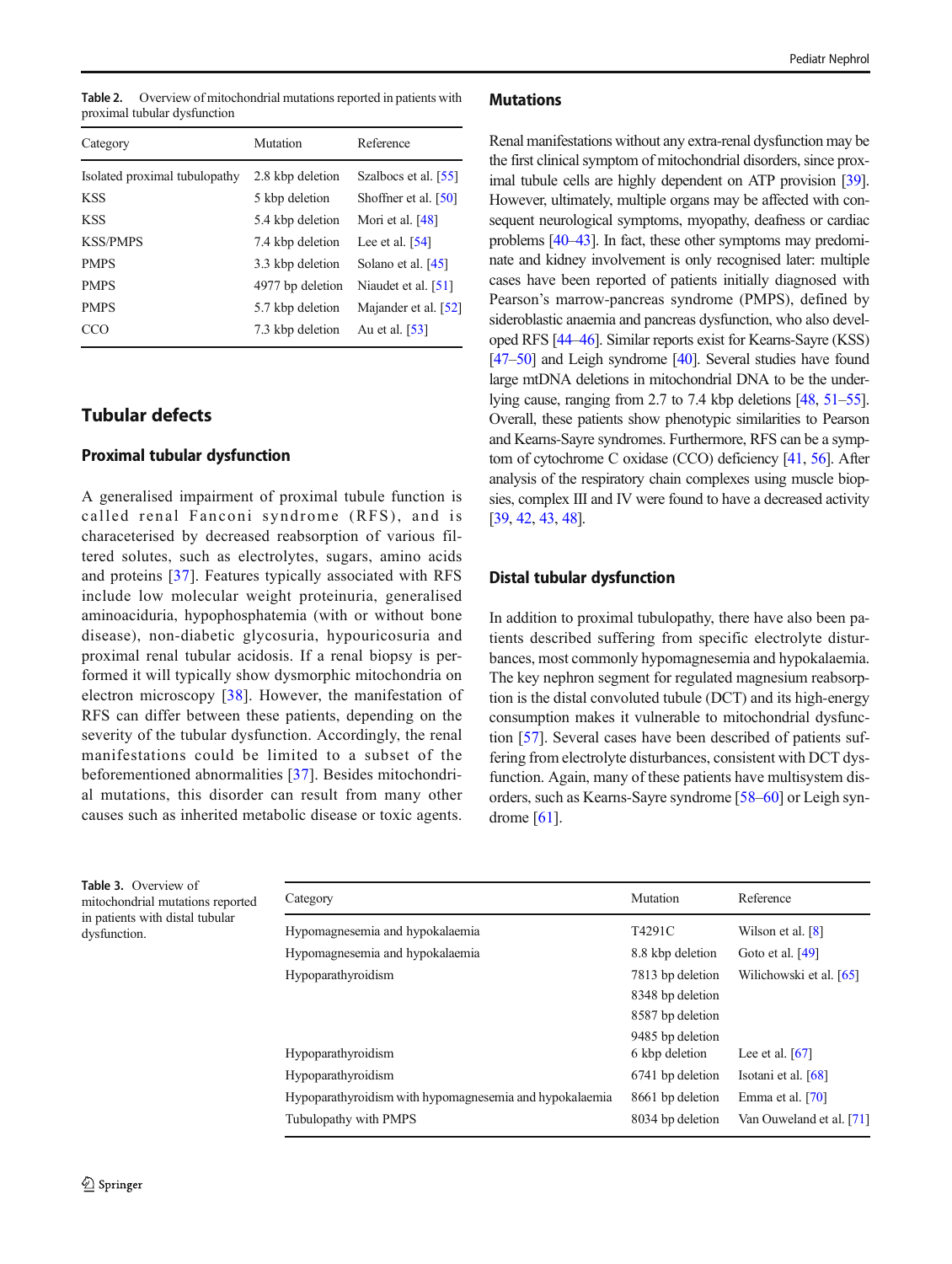**Table 2.** Overview of mitochondrial mutations reported in patients with proximal tubular dysfunction

| Category | Mutation | Reference |
|---|---|---|
| Isolated proximal tubulopathy | 2.8 kbp deletion | Szalbocs et al. [55] |
| KSS | 5 kbp deletion | Shoffner et al. [50] |
| KSS | 5.4 kbp deletion | Mori et al. [48] |
| KSS/PMPS | 7.4 kbp deletion | Lee et al. [54] |
| PMPS | 3.3 kbp deletion | Solano et al. [45] |
| PMPS | 4977 bp deletion | Niaudet et al. [51] |
| PMPS | 5.7 kbp deletion | Majander et al. [52] |
| CCO | 7.3 kbp deletion | Au et al. [53] |

## Tubular defects

### Proximal tubular dysfunction

A generalised impairment of proximal tubule function is called renal Fanconi syndrome (RFS), and is characeterised by decreased reabsorption of various filtered solutes, such as electrolytes, sugars, amino acids and proteins [37]. Features typically associated with RFS include low molecular weight proteinuria, generalised aminoaciduria, hypophosphatemia (with or without bone disease), non-diabetic glycosuria, hypouricosuria and proximal renal tubular acidosis. If a renal biopsy is performed it will typically show dysmorphic mitochondria on electron microscopy [38]. However, the manifestation of RFS can differ between these patients, depending on the severity of the tubular dysfunction. Accordingly, the renal manifestations could be limited to a subset of the beforementioned abnormalities [37]. Besides mitochondrial mutations, this disorder can result from many other causes such as inherited metabolic disease or toxic agents.

### Mutations

Renal manifestations without any extra-renal dysfunction may be the first clinical symptom of mitochondrial disorders, since proximal tubule cells are highly dependent on ATP provision [39]. However, ultimately, multiple organs may be affected with consequent neurological symptoms, myopathy, deafness or cardiac problems [40–43]. In fact, these other symptoms may predominate and kidney involvement is only recognised later: multiple cases have been reported of patients initially diagnosed with Pearson's marrow-pancreas syndrome (PMPS), defined by sideroblastic anaemia and pancreas dysfunction, who also developed RFS [44–46]. Similar reports exist for Kearns-Sayre (KSS) [47–50] and Leigh syndrome [40]. Several studies have found large mtDNA deletions in mitochondrial DNA to be the underlying cause, ranging from 2.7 to 7.4 kbp deletions [48, 51–55]. Overall, these patients show phenotypic similarities to Pearson and Kearns-Sayre syndromes. Furthermore, RFS can be a symptom of cytochrome C oxidase (CCO) deficiency [41, 56]. After analysis of the respiratory chain complexes using muscle biopsies, complex III and IV were found to have a decreased activity [39, 42, 43, 48].

### Distal tubular dysfunction

In addition to proximal tubulopathy, there have also been patients described suffering from specific electrolyte disturbances, most commonly hypomagnesemia and hypokalaemia. The key nephron segment for regulated magnesium reabsorption is the distal convoluted tubule (DCT) and its high-energy consumption makes it vulnerable to mitochondrial dysfunction [57]. Several cases have been described of patients suffering from electrolyte disturbances, consistent with DCT dysfunction. Again, many of these patients have multisystem disorders, such as Kearns-Sayre syndrome [58–60] or Leigh syndrome [61].

**Table 3.** Overview of mitochondrial mutations reported in patients with distal tubular dysfunction.

| Category | Mutation | Reference |
|---|---|---|
| Hypomagnesemia and hypokalaemia | T4291C | Wilson et al. [8] |
| Hypomagnesemia and hypokalaemia | 8.8 kbp deletion | Goto et al. [49] |
| Hypoparathyroidism | 7813 bp deletion | Wilichowski et al. [65] |
| | 8348 bp deletion | |
| | 8587 bp deletion | |
| | 9485 bp deletion | |
| Hypoparathyroidism | 6 kbp deletion | Lee et al. [67] |
| Hypoparathyroidism | 6741 bp deletion | Isotani et al. [68] |
| Hypoparathyroidism with hypomagnesemia and hypokalaemia | 8661 bp deletion | Emma et al. [70] |
| Tubulopathy with PMPS | 8034 bp deletion | Van Ouweland et al. [71] |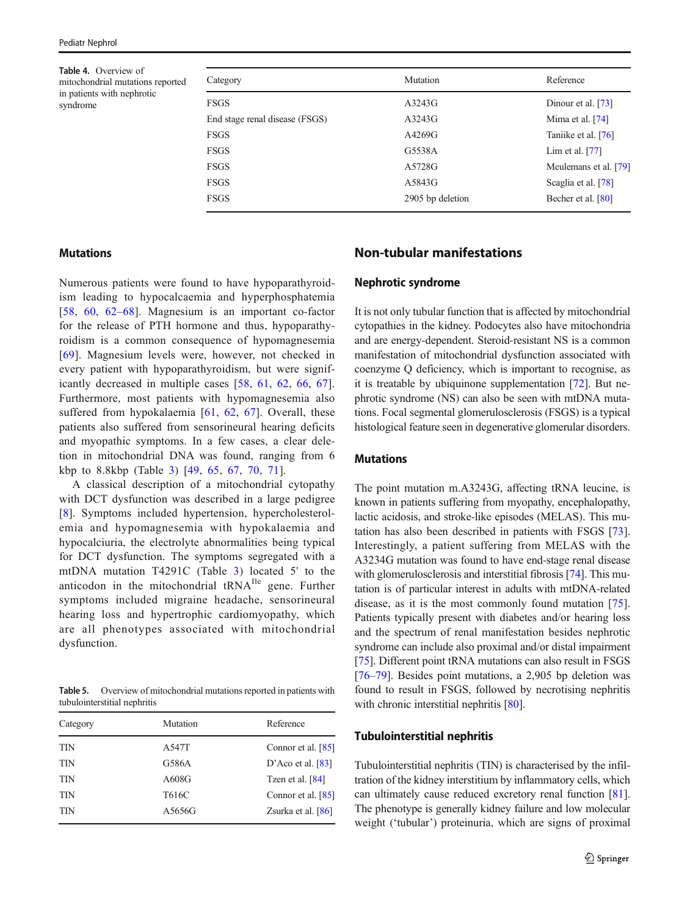Table 4. Overview of mitochondrial mutations reported in patients with nephrotic syndrome

| Category | Mutation | Reference |
|---|---|---|
| FSGS | A3243G | Dinour et al. [73] |
| End stage renal disease (FSGS) | A3243G | Mima et al. [74] |
| FSGS | A4269G | Taniike et al. [76] |
| FSGS | G5538A | Lim et al. [77] |
| FSGS | A5728G | Meulemans et al. [79] |
| FSGS | A5843G | Scaglia et al. [78] |
| FSGS | 2905 bp deletion | Becher et al. [80] |

### Mutations

Numerous patients were found to have hypoparathyroidism leading to hypocalcaemia and hyperphosphatemia [58, 60, 62–68]. Magnesium is an important co-factor for the release of PTH hormone and thus, hypoparathyroidism is a common consequence of hypomagnesemia [69]. Magnesium levels were, however, not checked in every patient with hypoparathyroidism, but were significantly decreased in multiple cases [58, 61, 62, 66, 67]. Furthermore, most patients with hypomagnesemia also suffered from hypokalaemia [61, 62, 67]. Overall, these patients also suffered from sensorineural hearing deficits and myopathic symptoms. In a few cases, a clear deletion in mitochondrial DNA was found, ranging from 6 kbp to 8.8kbp (Table 3) [49, 65, 67, 70, 71].

A classical description of a mitochondrial cytopathy with DCT dysfunction was described in a large pedigree [8]. Symptoms included hypertension, hypercholesterolemia and hypomagnesemia with hypokalaemia and hypocalciuria, the electrolyte abnormalities being typical for DCT dysfunction. The symptoms segregated with a mtDNA mutation T4291C (Table 3) located 5' to the anticodon in the mitochondrial tRNA[Ile] gene. Further symptoms included migraine headache, sensorineural hearing loss and hypertrophic cardiomyopathy, which are all phenotypes associated with mitochondrial dysfunction.

Table 5. Overview of mitochondrial mutations reported in patients with tubulointerstitial nephritis

| Category | Mutation | Reference |
|---|---|---|
| TIN | A547T | Connor et al. [85] |
| TIN | G586A | D'Aco et al. [83] |
| TIN | A608G | Tzen et al. [84] |
| TIN | T616C | Connor et al. [85] |
| TIN | A5656G | Zsurka et al. [86] |

## Non-tubular manifestations

### Nephrotic syndrome

It is not only tubular function that is affected by mitochondrial cytopathies in the kidney. Podocytes also have mitochondria and are energy-dependent. Steroid-resistant NS is a common manifestation of mitochondrial dysfunction associated with coenzyme Q deficiency, which is important to recognise, as it is treatable by ubiquinone supplementation [72]. But nephrotic syndrome (NS) can also be seen with mtDNA mutations. Focal segmental glomerulosclerosis (FSGS) is a typical histological feature seen in degenerative glomerular disorders.

### Mutations

The point mutation m.A3243G, affecting tRNA leucine, is known in patients suffering from myopathy, encephalopathy, lactic acidosis, and stroke-like episodes (MELAS). This mutation has also been described in patients with FSGS [73]. Interestingly, a patient suffering from MELAS with the A3234G mutation was found to have end-stage renal disease with glomerulosclerosis and interstitial fibrosis [74]. This mutation is of particular interest in adults with mtDNA-related disease, as it is the most commonly found mutation [75]. Patients typically present with diabetes and/or hearing loss and the spectrum of renal manifestation besides nephrotic syndrome can include also proximal and/or distal impairment [75]. Different point tRNA mutations can also result in FSGS [76–79]. Besides point mutations, a 2,905 bp deletion was found to result in FSGS, followed by necrotising nephritis with chronic interstitial nephritis [80].

### Tubulointerstitial nephritis

Tubulointerstitial nephritis (TIN) is characterised by the infiltration of the kidney interstitium by inflammatory cells, which can ultimately cause reduced excretory renal function [81]. The phenotype is generally kidney failure and low molecular weight ('tubular') proteinuria, which are signs of proximal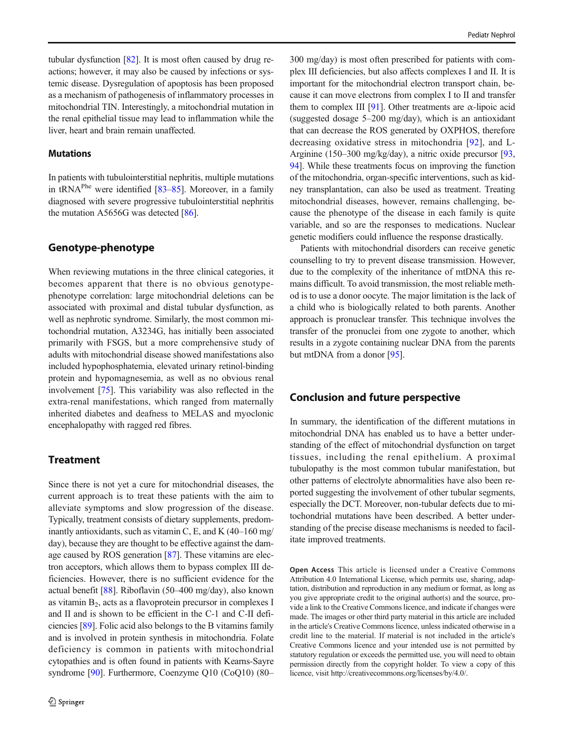tubular dysfunction [82]. It is most often caused by drug reactions; however, it may also be caused by infections or systemic disease. Dysregulation of apoptosis has been proposed as a mechanism of pathogenesis of inflammatory processes in mitochondrial TIN. Interestingly, a mitochondrial mutation in the renal epithelial tissue may lead to inflammation while the liver, heart and brain remain unaffected.

### Mutations

In patients with tubulointerstitial nephritis, multiple mutations in tRNA$^{Phe}$ were identified [83–85]. Moreover, in a family diagnosed with severe progressive tubulointerstitial nephritis the mutation A5656G was detected [86].

## Genotype-phenotype

When reviewing mutations in the three clinical categories, it becomes apparent that there is no obvious genotype-phenotype correlation: large mitochondrial deletions can be associated with proximal and distal tubular dysfunction, as well as nephrotic syndrome. Similarly, the most common mitochondrial mutation, A3234G, has initially been associated primarily with FSGS, but a more comprehensive study of adults with mitochondrial disease showed manifestations also included hypophosphatemia, elevated urinary retinol-binding protein and hypomagnesemia, as well as no obvious renal involvement [75]. This variability was also reflected in the extra-renal manifestations, which ranged from maternally inherited diabetes and deafness to MELAS and myoclonic encephalopathy with ragged red fibres.

## Treatment

Since there is not yet a cure for mitochondrial diseases, the current approach is to treat these patients with the aim to alleviate symptoms and slow progression of the disease. Typically, treatment consists of dietary supplements, predominantly antioxidants, such as vitamin C, E, and K (40–160 mg/day), because they are thought to be effective against the damage caused by ROS generation [87]. These vitamins are electron acceptors, which allows them to bypass complex III deficiencies. However, there is no sufficient evidence for the actual benefit [88]. Riboflavin (50–400 mg/day), also known as vitamin $B_2$, acts as a flavoprotein precursor in complexes I and II and is shown to be efficient in the C-1 and C-II deficiencies [89]. Folic acid also belongs to the B vitamins family and is involved in protein synthesis in mitochondria. Folate deficiency is common in patients with mitochondrial cytopathies and is often found in patients with Kearns-Sayre syndrome [90]. Furthermore, Coenzyme Q10 (CoQ10) (80–300 mg/day) is most often prescribed for patients with complex III deficiencies, but also affects complexes I and II. It is important for the mitochondrial electron transport chain, because it can move electrons from complex I to II and transfer them to complex III [91]. Other treatments are α-lipoic acid (suggested dosage 5–200 mg/day), which is an antioxidant that can decrease the ROS generated by OXPHOS, therefore decreasing oxidative stress in mitochondria [92], and L-Arginine (150–300 mg/kg/day), a nitric oxide precursor [93, 94]. While these treatments focus on improving the function of the mitochondria, organ-specific interventions, such as kidney transplantation, can also be used as treatment. Treating mitochondrial diseases, however, remains challenging, because the phenotype of the disease in each family is quite variable, and so are the responses to medications. Nuclear genetic modifiers could influence the response drastically.

Patients with mitochondrial disorders can receive genetic counselling to try to prevent disease transmission. However, due to the complexity of the inheritance of mtDNA this remains difficult. To avoid transmission, the most reliable method is to use a donor oocyte. The major limitation is the lack of a child who is biologically related to both parents. Another approach is pronuclear transfer. This technique involves the transfer of the pronuclei from one zygote to another, which results in a zygote containing nuclear DNA from the parents but mtDNA from a donor [95].

## Conclusion and future perspective

In summary, the identification of the different mutations in mitochondrial DNA has enabled us to have a better understanding of the effect of mitochondrial dysfunction on target tissues, including the renal epithelium. A proximal tubulopathy is the most common tubular manifestation, but other patterns of electrolyte abnormalities have also been reported suggesting the involvement of other tubular segments, especially the DCT. Moreover, non-tubular defects due to mitochondrial mutations have been described. A better understanding of the precise disease mechanisms is needed to facilitate improved treatments.

**Open Access** This article is licensed under a Creative Commons Attribution 4.0 International License, which permits use, sharing, adaptation, distribution and reproduction in any medium or format, as long as you give appropriate credit to the original author(s) and the source, provide a link to the Creative Commons licence, and indicate if changes were made. The images or other third party material in this article are included in the article's Creative Commons licence, unless indicated otherwise in a credit line to the material. If material is not included in the article's Creative Commons licence and your intended use is not permitted by statutory regulation or exceeds the permitted use, you will need to obtain permission directly from the copyright holder. To view a copy of this licence, visit http://creativecommons.org/licenses/by/4.0/.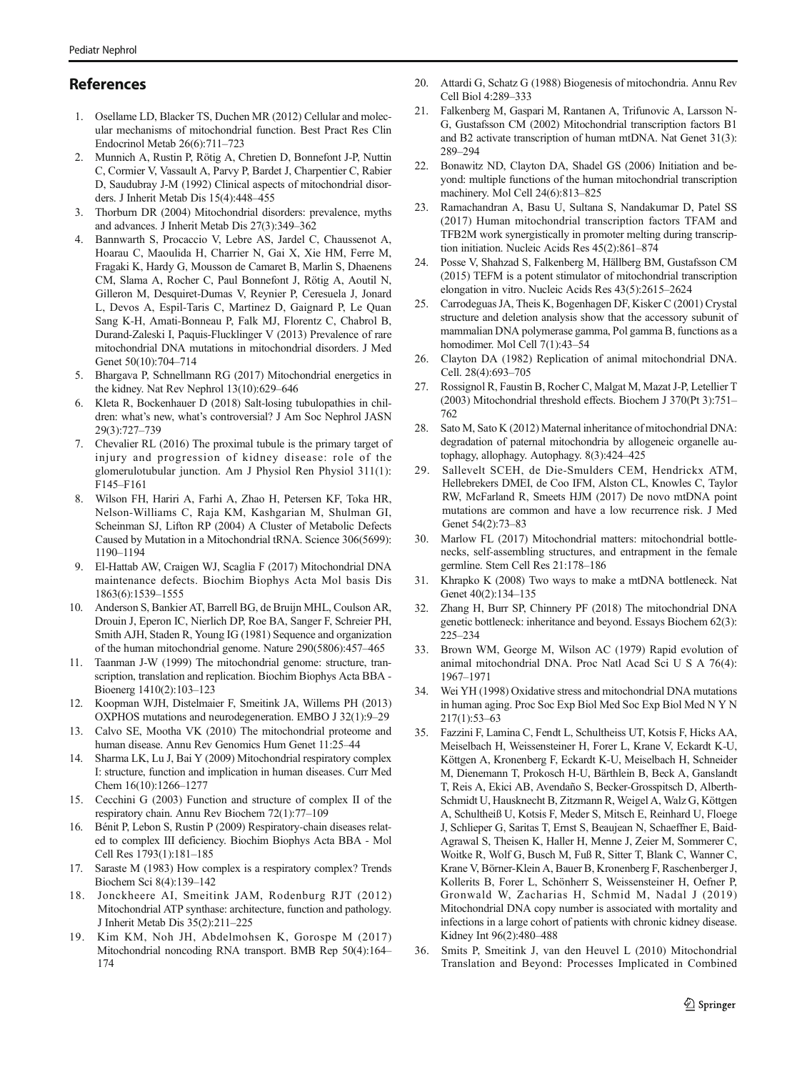## References

1. Osellame LD, Blacker TS, Duchen MR (2012) Cellular and molecular mechanisms of mitochondrial function. Best Pract Res Clin Endocrinol Metab 26(6):711–723
2. Munnich A, Rustin P, Rötig A, Chretien D, Bonnefont J-P, Nuttin C, Cormier V, Vassault A, Parvy P, Bardet J, Charpentier C, Rabier D, Saudubray J-M (1992) Clinical aspects of mitochondrial disorders. J Inherit Metab Dis 15(4):448–455
3. Thorburn DR (2004) Mitochondrial disorders: prevalence, myths and advances. J Inherit Metab Dis 27(3):349–362
4. Bannwarth S, Procaccio V, Lebre AS, Jardel C, Chaussenot A, Hoarau C, Maoulida H, Charrier N, Gai X, Xie HM, Ferre M, Fragaki K, Hardy G, Mousson de Camaret B, Marlin S, Dhaenens CM, Slama A, Rocher C, Paul Bonnefont J, Rötig A, Aoutil N, Gilleron M, Desquiret-Dumas V, Reynier P, Ceresuela J, Jonard L, Devos A, Espil-Taris C, Martinez D, Gaignard P, Le Quan Sang K-H, Amati-Bonneau P, Falk MJ, Florentz C, Chabrol B, Durand-Zaleski I, Paquis-Flucklinger V (2013) Prevalence of rare mitochondrial DNA mutations in mitochondrial disorders. J Med Genet 50(10):704–714
5. Bhargava P, Schnellmann RG (2017) Mitochondrial energetics in the kidney. Nat Rev Nephrol 13(10):629–646
6. Kleta R, Bockenhauer D (2018) Salt-losing tubulopathies in children: what's new, what's controversial? J Am Soc Nephrol JASN 29(3):727–739
7. Chevalier RL (2016) The proximal tubule is the primary target of injury and progression of kidney disease: role of the glomerulotubular junction. Am J Physiol Ren Physiol 311(1): F145–F161
8. Wilson FH, Hariri A, Farhi A, Zhao H, Petersen KF, Toka HR, Nelson-Williams C, Raja KM, Kashgarian M, Shulman GI, Scheinman SJ, Lifton RP (2004) A Cluster of Metabolic Defects Caused by Mutation in a Mitochondrial tRNA. Science 306(5699): 1190–1194
9. El-Hattab AW, Craigen WJ, Scaglia F (2017) Mitochondrial DNA maintenance defects. Biochim Biophys Acta Mol basis Dis 1863(6):1539–1555
10. Anderson S, Bankier AT, Barrell BG, de Bruijn MHL, Coulson AR, Drouin J, Eperon IC, Nierlich DP, Roe BA, Sanger F, Schreier PH, Smith AJH, Staden R, Young IG (1981) Sequence and organization of the human mitochondrial genome. Nature 290(5806):457–465
11. Taanman J-W (1999) The mitochondrial genome: structure, transcription, translation and replication. Biochim Biophys Acta BBA - Bioenerg 1410(2):103–123
12. Koopman WJH, Distelmaier F, Smeitink JA, Willems PH (2013) OXPHOS mutations and neurodegeneration. EMBO J 32(1):9–29
13. Calvo SE, Mootha VK (2010) The mitochondrial proteome and human disease. Annu Rev Genomics Hum Genet 11:25–44
14. Sharma LK, Lu J, Bai Y (2009) Mitochondrial respiratory complex I: structure, function and implication in human diseases. Curr Med Chem 16(10):1266–1277
15. Cecchini G (2003) Function and structure of complex II of the respiratory chain. Annu Rev Biochem 72(1):77–109
16. Bénit P, Lebon S, Rustin P (2009) Respiratory-chain diseases related to complex III deficiency. Biochim Biophys Acta BBA - Mol Cell Res 1793(1):181–185
17. Saraste M (1983) How complex is a respiratory complex? Trends Biochem Sci 8(4):139–142
18. Jonckheere AI, Smeitink JAM, Rodenburg RJT (2012) Mitochondrial ATP synthase: architecture, function and pathology. J Inherit Metab Dis 35(2):211–225
19. Kim KM, Noh JH, Abdelmohsen K, Gorospe M (2017) Mitochondrial noncoding RNA transport. BMB Rep 50(4):164–174
20. Attardi G, Schatz G (1988) Biogenesis of mitochondria. Annu Rev Cell Biol 4:289–333
21. Falkenberg M, Gaspari M, Rantanen A, Trifunovic A, Larsson N-G, Gustafsson CM (2002) Mitochondrial transcription factors B1 and B2 activate transcription of human mtDNA. Nat Genet 31(3): 289–294
22. Bonawitz ND, Clayton DA, Shadel GS (2006) Initiation and beyond: multiple functions of the human mitochondrial transcription machinery. Mol Cell 24(6):813–825
23. Ramachandran A, Basu U, Sultana S, Nandakumar D, Patel SS (2017) Human mitochondrial transcription factors TFAM and TFB2M work synergistically in promoter melting during transcription initiation. Nucleic Acids Res 45(2):861–874
24. Posse V, Shahzad S, Falkenberg M, Hällberg BM, Gustafsson CM (2015) TEFM is a potent stimulator of mitochondrial transcription elongation in vitro. Nucleic Acids Res 43(5):2615–2624
25. Carrodeguas JA, Theis K, Bogenhagen DF, Kisker C (2001) Crystal structure and deletion analysis show that the accessory subunit of mammalian DNA polymerase gamma, Pol gamma B, functions as a homodimer. Mol Cell 7(1):43–54
26. Clayton DA (1982) Replication of animal mitochondrial DNA. Cell. 28(4):693–705
27. Rossignol R, Faustin B, Rocher C, Malgat M, Mazat J-P, Letellier T (2003) Mitochondrial threshold effects. Biochem J 370(Pt 3):751–762
28. Sato M, Sato K (2012) Maternal inheritance of mitochondrial DNA: degradation of paternal mitochondria by allogeneic organelle autophagy, allophagy. Autophagy. 8(3):424–425
29. Sallevelt SCEH, de Die-Smulders CEM, Hendrickx ATM, Hellebrekers DMEI, de Coo IFM, Alston CL, Knowles C, Taylor RW, McFarland R, Smeets HJM (2017) De novo mtDNA point mutations are common and have a low recurrence risk. J Med Genet 54(2):73–83
30. Marlow FL (2017) Mitochondrial matters: mitochondrial bottlenecks, self-assembling structures, and entrapment in the female germline. Stem Cell Res 21:178–186
31. Khrapko K (2008) Two ways to make a mtDNA bottleneck. Nat Genet 40(2):134–135
32. Zhang H, Burr SP, Chinnery PF (2018) The mitochondrial DNA genetic bottleneck: inheritance and beyond. Essays Biochem 62(3): 225–234
33. Brown WM, George M, Wilson AC (1979) Rapid evolution of animal mitochondrial DNA. Proc Natl Acad Sci U S A 76(4): 1967–1971
34. Wei YH (1998) Oxidative stress and mitochondrial DNA mutations in human aging. Proc Soc Exp Biol Med Soc Exp Biol Med N Y N 217(1):53–63
35. Fazzini F, Lamina C, Fendt L, Schultheiss UT, Kotsis F, Hicks AA, Meiselbach H, Weissensteiner H, Forer L, Krane V, Eckardt K-U, Köttgen A, Kronenberg F, Eckardt K-U, Meiselbach H, Schneider M, Dienemann T, Prokosch H-U, Bärthlein B, Beck A, Ganslandt T, Reis A, Ekici AB, Avendaño S, Becker-Grosspitsch D, Alberth-Schmidt U, Hausknecht B, Zitzmann R, Weigel A, Walz G, Köttgen A, Schultheiß U, Kotsis F, Meder S, Mitsch E, Reinhard U, Floege J, Schlieper G, Saritas T, Ernst S, Beaujean N, Schaeffner E, Baid-Agrawal S, Theisen K, Haller H, Menne J, Zeier M, Sommerer C, Woitke R, Wolf G, Busch M, Fuß R, Sitter T, Blank C, Wanner C, Krane V, Börner-Klein A, Bauer B, Kronenberg F, Raschenberger J, Kollerits B, Forer L, Schönherr S, Weissensteiner H, Oefner P, Gronwald W, Zacharias H, Schmid M, Nadal J (2019) Mitochondrial DNA copy number is associated with mortality and infections in a large cohort of patients with chronic kidney disease. Kidney Int 96(2):480–488
36. Smits P, Smeitink J, van den Heuvel L (2010) Mitochondrial Translation and Beyond: Processes Implicated in Combined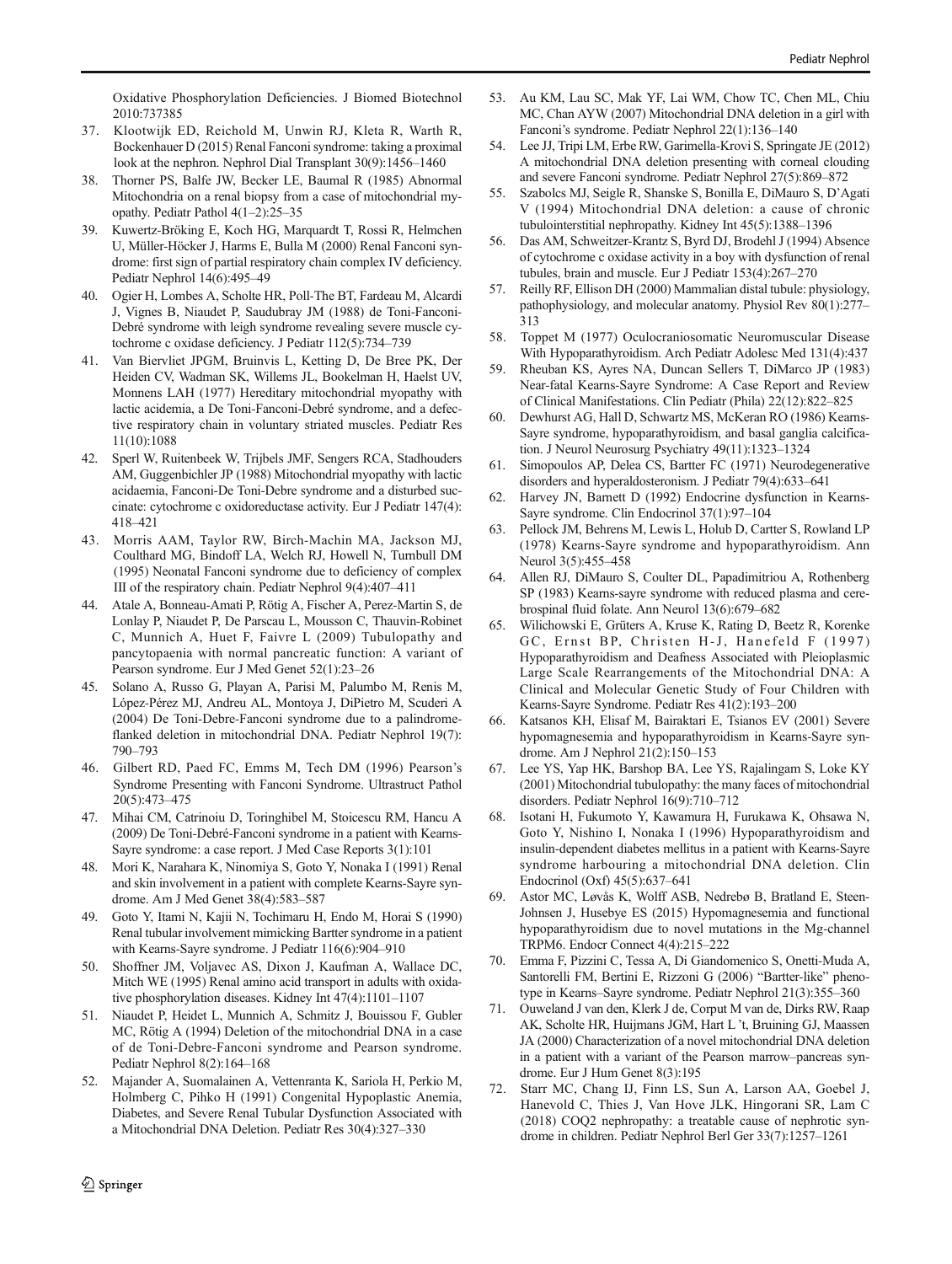Oxidative Phosphorylation Deficiencies. J Biomed Biotechnol 2010:737385

37. Klootwijk ED, Reichold M, Unwin RJ, Kleta R, Warth R, Bockenhauer D (2015) Renal Fanconi syndrome: taking a proximal look at the nephron. Nephrol Dial Transplant 30(9):1456–1460
38. Thorner PS, Balfe JW, Becker LE, Baumal R (1985) Abnormal Mitochondria on a renal biopsy from a case of mitochondrial myopathy. Pediatr Pathol 4(1–2):25–35
39. Kuwertz-Bröking E, Koch HG, Marquardt T, Rossi R, Helmchen U, Müller-Höcker J, Harms E, Bulla M (2000) Renal Fanconi syndrome: first sign of partial respiratory chain complex IV deficiency. Pediatr Nephrol 14(6):495–49
40. Ogier H, Lombes A, Scholte HR, Poll-The BT, Fardeau M, Alcardi J, Vignes B, Niaudet P, Saudubray JM (1988) de Toni-Fanconi-Debré syndrome with leigh syndrome revealing severe muscle cytochrome c oxidase deficiency. J Pediatr 112(5):734–739
41. Van Biervliet JPGM, Bruinvis L, Ketting D, De Bree PK, Der Heiden CV, Wadman SK, Willems JL, Bookelman H, Haelst UV, Monnens LAH (1977) Hereditary mitochondrial myopathy with lactic acidemia, a De Toni-Fanconi-Debré syndrome, and a defective respiratory chain in voluntary striated muscles. Pediatr Res 11(10):1088
42. Sperl W, Ruitenbeek W, Trijbels JMF, Sengers RCA, Stadhouders AM, Guggenbichler JP (1988) Mitochondrial myopathy with lactic acidaemia, Fanconi-De Toni-Debre syndrome and a disturbed succinate: cytochrome c oxidoreductase activity. Eur J Pediatr 147(4): 418–421
43. Morris AAM, Taylor RW, Birch-Machin MA, Jackson MJ, Coulthard MG, Bindoff LA, Welch RJ, Howell N, Turnbull DM (1995) Neonatal Fanconi syndrome due to deficiency of complex III of the respiratory chain. Pediatr Nephrol 9(4):407–411
44. Atale A, Bonneau-Amati P, Rötig A, Fischer A, Perez-Martin S, de Lonlay P, Niaudet P, De Parscau L, Mousson C, Thauvin-Robinet C, Munnich A, Huet F, Faivre L (2009) Tubulopathy and pancytopaenia with normal pancreatic function: A variant of Pearson syndrome. Eur J Med Genet 52(1):23–26
45. Solano A, Russo G, Playan A, Parisi M, Palumbo M, Renis M, López-Pérez MJ, Andreu AL, Montoya J, DiPietro M, Scuderi A (2004) De Toni-Debre-Fanconi syndrome due to a palindrome-flanked deletion in mitochondrial DNA. Pediatr Nephrol 19(7): 790–793
46. Gilbert RD, Paed FC, Emms M, Tech DM (1996) Pearson's Syndrome Presenting with Fanconi Syndrome. Ultrastruct Pathol 20(5):473–475
47. Mihai CM, Catrinoiu D, Toringhibel M, Stoicescu RM, Hancu A (2009) De Toni-Debré-Fanconi syndrome in a patient with Kearns-Sayre syndrome: a case report. J Med Case Reports 3(1):101
48. Mori K, Narahara K, Ninomiya S, Goto Y, Nonaka I (1991) Renal and skin involvement in a patient with complete Kearns-Sayre syndrome. Am J Med Genet 38(4):583–587
49. Goto Y, Itami N, Kajii N, Tochimaru H, Endo M, Horai S (1990) Renal tubular involvement mimicking Bartter syndrome in a patient with Kearns-Sayre syndrome. J Pediatr 116(6):904–910
50. Shoffner JM, Voljavec AS, Dixon J, Kaufman A, Wallace DC, Mitch WE (1995) Renal amino acid transport in adults with oxidative phosphorylation diseases. Kidney Int 47(4):1101–1107
51. Niaudet P, Heidet L, Munnich A, Schmitz J, Bouissou F, Gubler MC, Rötig A (1994) Deletion of the mitochondrial DNA in a case of de Toni-Debre-Fanconi syndrome and Pearson syndrome. Pediatr Nephrol 8(2):164–168
52. Majander A, Suomalainen A, Vettenranta K, Sariola H, Perkio M, Holmberg C, Pihko H (1991) Congenital Hypoplastic Anemia, Diabetes, and Severe Renal Tubular Dysfunction Associated with a Mitochondrial DNA Deletion. Pediatr Res 30(4):327–330
53. Au KM, Lau SC, Mak YF, Lai WM, Chow TC, Chen ML, Chiu MC, Chan AYW (2007) Mitochondrial DNA deletion in a girl with Fanconi's syndrome. Pediatr Nephrol 22(1):136–140
54. Lee JJ, Tripi LM, Erbe RW, Garimella-Krovi S, Springate JE (2012) A mitochondrial DNA deletion presenting with corneal clouding and severe Fanconi syndrome. Pediatr Nephrol 27(5):869–872
55. Szabolcs MJ, Seigle R, Shanske S, Bonilla E, DiMauro S, D'Agati V (1994) Mitochondrial DNA deletion: a cause of chronic tubulointerstitial nephropathy. Kidney Int 45(5):1388–1396
56. Das AM, Schweitzer-Krantz S, Byrd DJ, Brodehl J (1994) Absence of cytochrome c oxidase activity in a boy with dysfunction of renal tubules, brain and muscle. Eur J Pediatr 153(4):267–270
57. Reilly RF, Ellison DH (2000) Mammalian distal tubule: physiology, pathophysiology, and molecular anatomy. Physiol Rev 80(1):277–313
58. Toppet M (1977) Oculocraniosomatic Neuromuscular Disease With Hypoparathyroidism. Arch Pediatr Adolesc Med 131(4):437
59. Rheuban KS, Ayres NA, Duncan Sellers T, DiMarco JP (1983) Near-fatal Kearns-Sayre Syndrome: A Case Report and Review of Clinical Manifestations. Clin Pediatr (Phila) 22(12):822–825
60. Dewhurst AG, Hall D, Schwartz MS, McKeran RO (1986) Kearns-Sayre syndrome, hypoparathyroidism, and basal ganglia calcification. J Neurol Neurosurg Psychiatry 49(11):1323–1324
61. Simopoulos AP, Delea CS, Bartter FC (1971) Neurodegenerative disorders and hyperaldosteronism. J Pediatr 79(4):633–641
62. Harvey JN, Barnett D (1992) Endocrine dysfunction in Kearns-Sayre syndrome. Clin Endocrinol 37(1):97–104
63. Pellock JM, Behrens M, Lewis L, Holub D, Cartter S, Rowland LP (1978) Kearns-Sayre syndrome and hypoparathyroidism. Ann Neurol 3(5):455–458
64. Allen RJ, DiMauro S, Coulter DL, Papadimitriou A, Rothenberg SP (1983) Kearns-sayre syndrome with reduced plasma and cerebrospinal fluid folate. Ann Neurol 13(6):679–682
65. Wilichowski E, Grüters A, Kruse K, Rating D, Beetz R, Korenke GC, Ernst BP, Christen H-J, Hanefeld F (1997) Hypoparathyroidism and Deafness Associated with Pleioplasmic Large Scale Rearrangements of the Mitochondrial DNA: A Clinical and Molecular Genetic Study of Four Children with Kearns-Sayre Syndrome. Pediatr Res 41(2):193–200
66. Katsanos KH, Elisaf M, Bairaktari E, Tsianos EV (2001) Severe hypomagnesemia and hypoparathyroidism in Kearns-Sayre syndrome. Am J Nephrol 21(2):150–153
67. Lee YS, Yap HK, Barshop BA, Lee YS, Rajalingam S, Loke KY (2001) Mitochondrial tubulopathy: the many faces of mitochondrial disorders. Pediatr Nephrol 16(9):710–712
68. Isotani H, Fukumoto Y, Kawamura H, Furukawa K, Ohsawa N, Goto Y, Nishino I, Nonaka I (1996) Hypoparathyroidism and insulin-dependent diabetes mellitus in a patient with Kearns-Sayre syndrome harbouring a mitochondrial DNA deletion. Clin Endocrinol (Oxf) 45(5):637–641
69. Astor MC, Løvås K, Wolff ASB, Nedrebø B, Bratland E, Steen-Johnsen J, Husebye ES (2015) Hypomagnesemia and functional hypoparathyroidism due to novel mutations in the Mg-channel TRPM6. Endocr Connect 4(4):215–222
70. Emma F, Pizzini C, Tessa A, Di Giandomenico S, Onetti-Muda A, Santorelli FM, Bertini E, Rizzoni G (2006) "Bartter-like" phenotype in Kearns–Sayre syndrome. Pediatr Nephrol 21(3):355–360
71. Ouweland J van den, Klerk J de, Corput M van de, Dirks RW, Raap AK, Scholte HR, Huijmans JGM, Hart L 't, Bruining GJ, Maassen JA (2000) Characterization of a novel mitochondrial DNA deletion in a patient with a variant of the Pearson marrow–pancreas syndrome. Eur J Hum Genet 8(3):195
72. Starr MC, Chang IJ, Finn LS, Sun A, Larson AA, Goebel J, Hanevold C, Thies J, Van Hove JLK, Hingorani SR, Lam C (2018) COQ2 nephropathy: a treatable cause of nephrotic syndrome in children. Pediatr Nephrol Berl Ger 33(7):1257–1261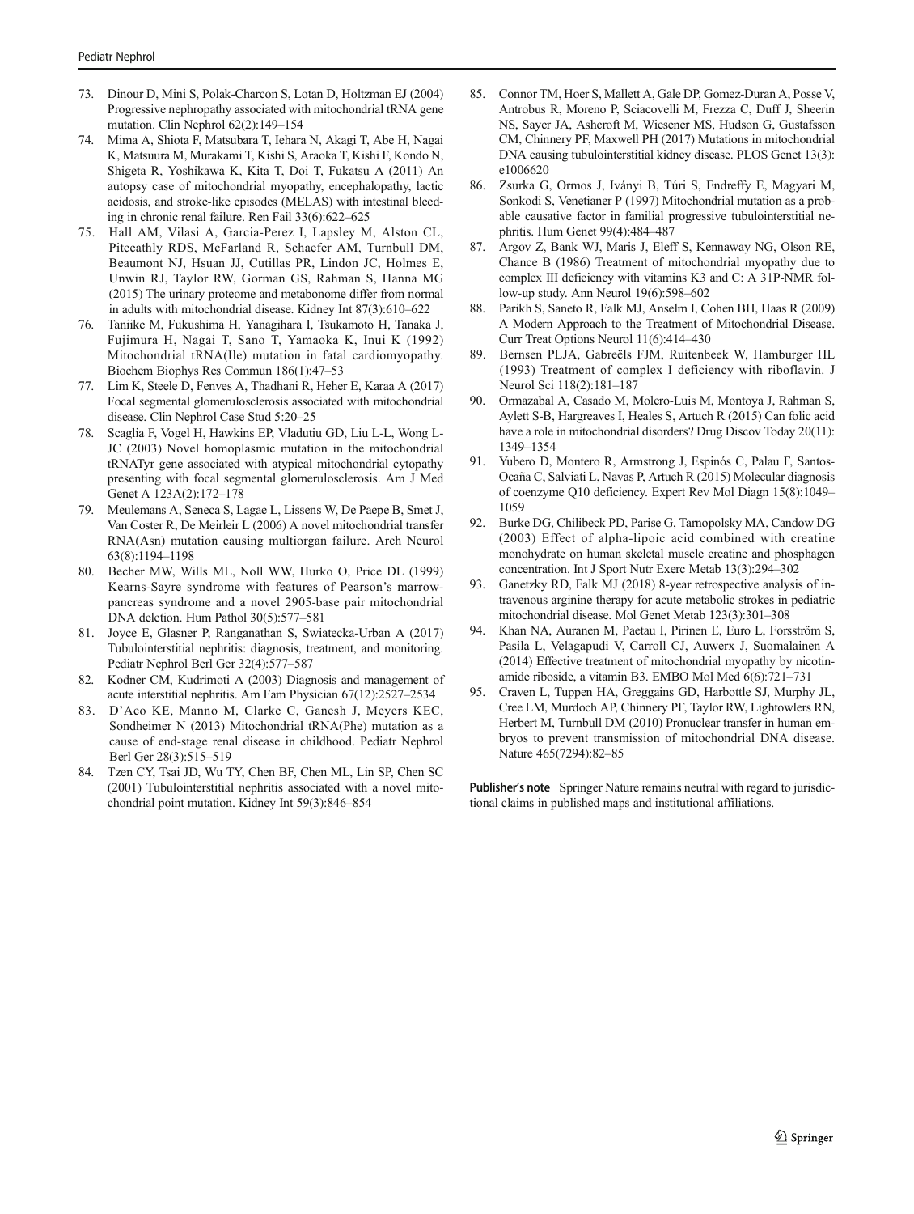73. Dinour D, Mini S, Polak-Charcon S, Lotan D, Holtzman EJ (2004) Progressive nephropathy associated with mitochondrial tRNA gene mutation. Clin Nephrol 62(2):149–154
74. Mima A, Shiota F, Matsubara T, Iehara N, Akagi T, Abe H, Nagai K, Matsuura M, Murakami T, Kishi S, Araoka T, Kishi F, Kondo N, Shigeta R, Yoshikawa K, Kita T, Doi T, Fukatsu A (2011) An autopsy case of mitochondrial myopathy, encephalopathy, lactic acidosis, and stroke-like episodes (MELAS) with intestinal bleeding in chronic renal failure. Ren Fail 33(6):622–625
75. Hall AM, Vilasi A, Garcia-Perez I, Lapsley M, Alston CL, Pitceathly RDS, McFarland R, Schaefer AM, Turnbull DM, Beaumont NJ, Hsuan JJ, Cutillas PR, Lindon JC, Holmes E, Unwin RJ, Taylor RW, Gorman GS, Rahman S, Hanna MG (2015) The urinary proteome and metabonome differ from normal in adults with mitochondrial disease. Kidney Int 87(3):610–622
76. Taniike M, Fukushima H, Yanagihara I, Tsukamoto H, Tanaka J, Fujimura H, Nagai T, Sano T, Yamaoka K, Inui K (1992) Mitochondrial tRNA(Ile) mutation in fatal cardiomyopathy. Biochem Biophys Res Commun 186(1):47–53
77. Lim K, Steele D, Fenves A, Thadhani R, Heher E, Karaa A (2017) Focal segmental glomerulosclerosis associated with mitochondrial disease. Clin Nephrol Case Stud 5:20–25
78. Scaglia F, Vogel H, Hawkins EP, Vladutiu GD, Liu L-L, Wong L-JC (2003) Novel homoplasmic mutation in the mitochondrial tRNATyr gene associated with atypical mitochondrial cytopathy presenting with focal segmental glomerulosclerosis. Am J Med Genet A 123A(2):172–178
79. Meulemans A, Seneca S, Lagae L, Lissens W, De Paepe B, Smet J, Van Coster R, De Meirleir L (2006) A novel mitochondrial transfer RNA(Asn) mutation causing multiorgan failure. Arch Neurol 63(8):1194–1198
80. Becher MW, Wills ML, Noll WW, Hurko O, Price DL (1999) Kearns-Sayre syndrome with features of Pearson's marrow-pancreas syndrome and a novel 2905-base pair mitochondrial DNA deletion. Hum Pathol 30(5):577–581
81. Joyce E, Glasner P, Ranganathan S, Swiatecka-Urban A (2017) Tubulointerstitial nephritis: diagnosis, treatment, and monitoring. Pediatr Nephrol Berl Ger 32(4):577–587
82. Kodner CM, Kudrimoti A (2003) Diagnosis and management of acute interstitial nephritis. Am Fam Physician 67(12):2527–2534
83. D'Aco KE, Manno M, Clarke C, Ganesh J, Meyers KEC, Sondheimer N (2013) Mitochondrial tRNA(Phe) mutation as a cause of end-stage renal disease in childhood. Pediatr Nephrol Berl Ger 28(3):515–519
84. Tzen CY, Tsai JD, Wu TY, Chen BF, Chen ML, Lin SP, Chen SC (2001) Tubulointerstitial nephritis associated with a novel mitochondrial point mutation. Kidney Int 59(3):846–854
85. Connor TM, Hoer S, Mallett A, Gale DP, Gomez-Duran A, Posse V, Antrobus R, Moreno P, Sciacovelli M, Frezza C, Duff J, Sheerin NS, Sayer JA, Ashcroft M, Wiesener MS, Hudson G, Gustafsson CM, Chinnery PF, Maxwell PH (2017) Mutations in mitochondrial DNA causing tubulointerstitial kidney disease. PLOS Genet 13(3): e1006620
86. Zsurka G, Ormos J, Iványi B, Túri S, Endreffy E, Magyari M, Sonkodi S, Venetianer P (1997) Mitochondrial mutation as a probable causative factor in familial progressive tubulointerstitial nephritis. Hum Genet 99(4):484–487
87. Argov Z, Bank WJ, Maris J, Eleff S, Kennaway NG, Olson RE, Chance B (1986) Treatment of mitochondrial myopathy due to complex III deficiency with vitamins K3 and C: A 31P-NMR follow-up study. Ann Neurol 19(6):598–602
88. Parikh S, Saneto R, Falk MJ, Anselm I, Cohen BH, Haas R (2009) A Modern Approach to the Treatment of Mitochondrial Disease. Curr Treat Options Neurol 11(6):414–430
89. Bernsen PLJA, Gabreëls FJM, Ruitenbeek W, Hamburger HL (1993) Treatment of complex I deficiency with riboflavin. J Neurol Sci 118(2):181–187
90. Ormazabal A, Casado M, Molero-Luis M, Montoya J, Rahman S, Aylett S-B, Hargreaves I, Heales S, Artuch R (2015) Can folic acid have a role in mitochondrial disorders? Drug Discov Today 20(11): 1349–1354
91. Yubero D, Montero R, Armstrong J, Espinós C, Palau F, Santos-Ocaña C, Salviati L, Navas P, Artuch R (2015) Molecular diagnosis of coenzyme Q10 deficiency. Expert Rev Mol Diagn 15(8):1049–1059
92. Burke DG, Chilibeck PD, Parise G, Tarnopolsky MA, Candow DG (2003) Effect of alpha-lipoic acid combined with creatine monohydrate on human skeletal muscle creatine and phosphagen concentration. Int J Sport Nutr Exerc Metab 13(3):294–302
93. Ganetzky RD, Falk MJ (2018) 8-year retrospective analysis of intravenous arginine therapy for acute metabolic strokes in pediatric mitochondrial disease. Mol Genet Metab 123(3):301–308
94. Khan NA, Auranen M, Paetau I, Pirinen E, Euro L, Forsström S, Pasila L, Velagapudi V, Carroll CJ, Auwerx J, Suomalainen A (2014) Effective treatment of mitochondrial myopathy by nicotinamide riboside, a vitamin B3. EMBO Mol Med 6(6):721–731
95. Craven L, Tuppen HA, Greggains GD, Harbottle SJ, Murphy JL, Cree LM, Murdoch AP, Chinnery PF, Taylor RW, Lightowlers RN, Herbert M, Turnbull DM (2010) Pronuclear transfer in human embryos to prevent transmission of mitochondrial DNA disease. Nature 465(7294):82–85

**Publisher's note** Springer Nature remains neutral with regard to jurisdictional claims in published maps and institutional affiliations.